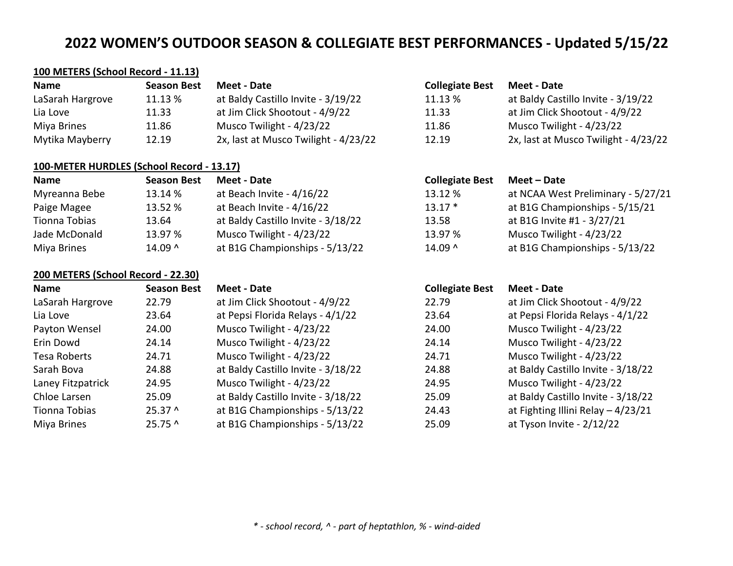# 2022 WOMEN'S OUTDOOR SEASON & COLLEGIATE BEST PERFORMANCES - Updated 5/15/22

**100 METERS (School Record - 11.13)**

| Name | Season Best | Meet - Date | Collegiate Best | Meet - Date |
|---|---|---|---|---|
| LaSarah Hargrove | 11.13 % | at Baldy Castillo Invite - 3/19/22 | 11.13 % | at Baldy Castillo Invite - 3/19/22 |
| Lia Love | 11.33 | at Jim Click Shootout - 4/9/22 | 11.33 | at Jim Click Shootout - 4/9/22 |
| Miya Brines | 11.86 | Musco Twilight - 4/23/22 | 11.86 | Musco Twilight - 4/23/22 |
| Mytika Mayberry | 12.19 | 2x, last at Musco Twilight - 4/23/22 | 12.19 | 2x, last at Musco Twilight - 4/23/22 |

**100-METER HURDLES (School Record - 13.17)**

| Name | Season Best | Meet - Date | Collegiate Best | Meet – Date |
|---|---|---|---|---|
| Myreanna Bebe | 13.14 % | at Beach Invite - 4/16/22 | 13.12 % | at NCAA West Preliminary - 5/27/21 |
| Paige Magee | 13.52 % | at Beach Invite - 4/16/22 | 13.17 * | at B1G Championships - 5/15/21 |
| Tionna Tobias | 13.64 | at Baldy Castillo Invite - 3/18/22 | 13.58 | at B1G Invite #1 - 3/27/21 |
| Jade McDonald | 13.97 % | Musco Twilight - 4/23/22 | 13.97 % | Musco Twilight - 4/23/22 |
| Miya Brines | 14.09 ^ | at B1G Championships - 5/13/22 | 14.09 ^ | at B1G Championships - 5/13/22 |

**200 METERS (School Record - 22.30)**

| Name | Season Best | Meet - Date | Collegiate Best | Meet - Date |
|---|---|---|---|---|
| LaSarah Hargrove | 22.79 | at Jim Click Shootout - 4/9/22 | 22.79 | at Jim Click Shootout - 4/9/22 |
| Lia Love | 23.64 | at Pepsi Florida Relays - 4/1/22 | 23.64 | at Pepsi Florida Relays - 4/1/22 |
| Payton Wensel | 24.00 | Musco Twilight - 4/23/22 | 24.00 | Musco Twilight - 4/23/22 |
| Erin Dowd | 24.14 | Musco Twilight - 4/23/22 | 24.14 | Musco Twilight - 4/23/22 |
| Tesa Roberts | 24.71 | Musco Twilight - 4/23/22 | 24.71 | Musco Twilight - 4/23/22 |
| Sarah Bova | 24.88 | at Baldy Castillo Invite - 3/18/22 | 24.88 | at Baldy Castillo Invite - 3/18/22 |
| Laney Fitzpatrick | 24.95 | Musco Twilight - 4/23/22 | 24.95 | Musco Twilight - 4/23/22 |
| Chloe Larsen | 25.09 | at Baldy Castillo Invite - 3/18/22 | 25.09 | at Baldy Castillo Invite - 3/18/22 |
| Tionna Tobias | 25.37 ^ | at B1G Championships - 5/13/22 | 24.43 | at Fighting Illini Relay – 4/23/21 |
| Miya Brines | 25.75 ^ | at B1G Championships - 5/13/22 | 25.09 | at Tyson Invite - 2/12/22 |

*\* - school record, ^ - part of heptathlon, % - wind-aided*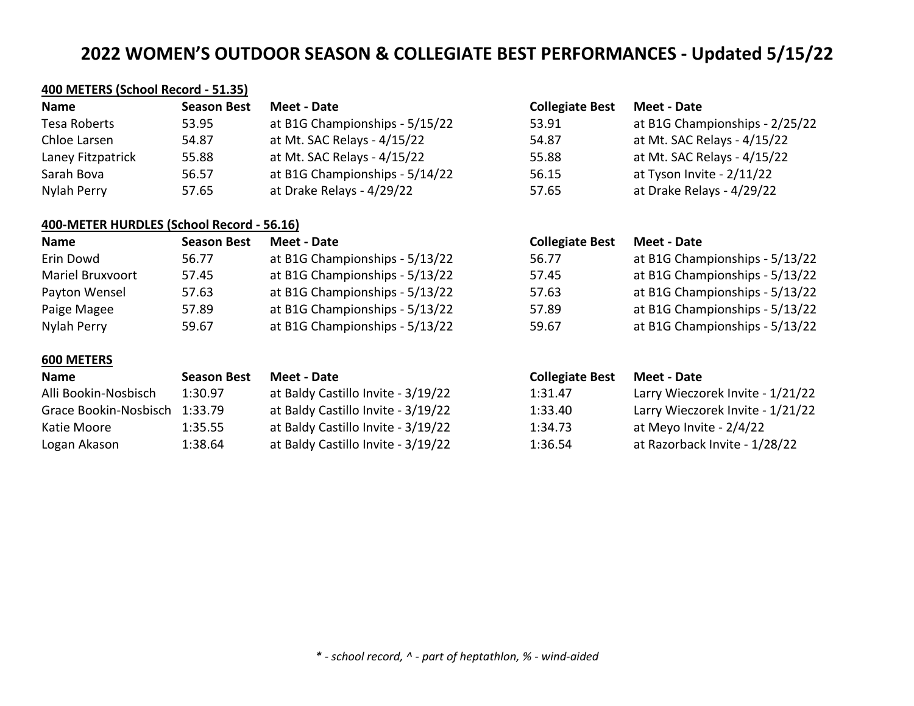# 2022 WOMEN'S OUTDOOR SEASON & COLLEGIATE BEST PERFORMANCES - Updated 5/15/22

**400 METERS (School Record - 51.35)**

| Name | Season Best | Meet - Date | Collegiate Best | Meet - Date |
|---|---|---|---|---|
| Tesa Roberts | 53.95 | at B1G Championships - 5/15/22 | 53.91 | at B1G Championships - 2/25/22 |
| Chloe Larsen | 54.87 | at Mt. SAC Relays - 4/15/22 | 54.87 | at Mt. SAC Relays - 4/15/22 |
| Laney Fitzpatrick | 55.88 | at Mt. SAC Relays - 4/15/22 | 55.88 | at Mt. SAC Relays - 4/15/22 |
| Sarah Bova | 56.57 | at B1G Championships - 5/14/22 | 56.15 | at Tyson Invite - 2/11/22 |
| Nylah Perry | 57.65 | at Drake Relays - 4/29/22 | 57.65 | at Drake Relays - 4/29/22 |

**400-METER HURDLES (School Record - 56.16)**

| Name | Season Best | Meet - Date | Collegiate Best | Meet - Date |
|---|---|---|---|---|
| Erin Dowd | 56.77 | at B1G Championships - 5/13/22 | 56.77 | at B1G Championships - 5/13/22 |
| Mariel Bruxvoort | 57.45 | at B1G Championships - 5/13/22 | 57.45 | at B1G Championships - 5/13/22 |
| Payton Wensel | 57.63 | at B1G Championships - 5/13/22 | 57.63 | at B1G Championships - 5/13/22 |
| Paige Magee | 57.89 | at B1G Championships - 5/13/22 | 57.89 | at B1G Championships - 5/13/22 |
| Nylah Perry | 59.67 | at B1G Championships - 5/13/22 | 59.67 | at B1G Championships - 5/13/22 |

**600 METERS**

| Name | Season Best | Meet - Date | Collegiate Best | Meet - Date |
|---|---|---|---|---|
| Alli Bookin-Nosbisch | 1:30.97 | at Baldy Castillo Invite - 3/19/22 | 1:31.47 | Larry Wieczorek Invite - 1/21/22 |
| Grace Bookin-Nosbisch | 1:33.79 | at Baldy Castillo Invite - 3/19/22 | 1:33.40 | Larry Wieczorek Invite - 1/21/22 |
| Katie Moore | 1:35.55 | at Baldy Castillo Invite - 3/19/22 | 1:34.73 | at Meyo Invite - 2/4/22 |
| Logan Akason | 1:38.64 | at Baldy Castillo Invite - 3/19/22 | 1:36.54 | at Razorback Invite - 1/28/22 |

*\* - school record, ^ - part of heptathlon, % - wind-aided*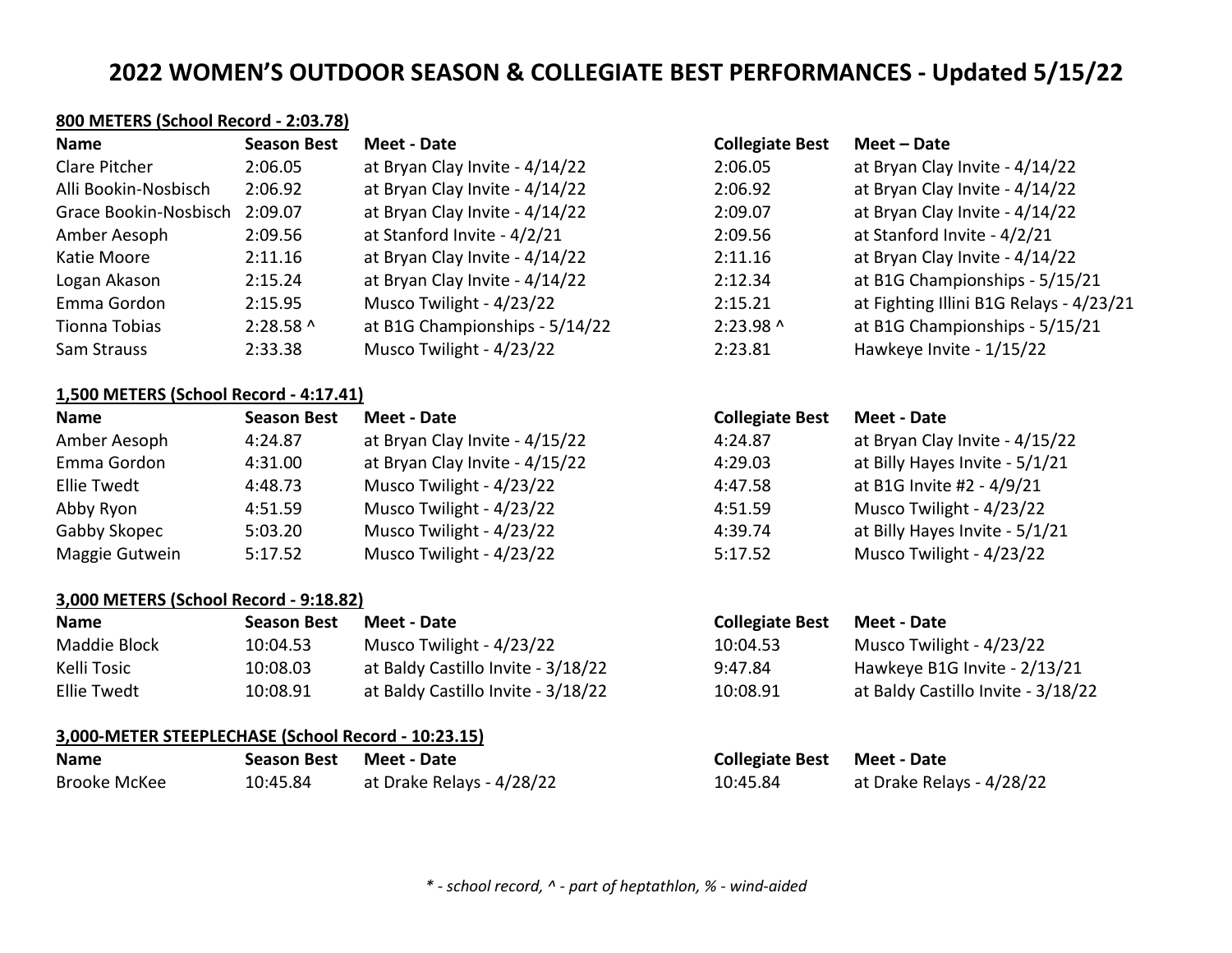# 2022 WOMEN'S OUTDOOR SEASON & COLLEGIATE BEST PERFORMANCES - Updated 5/15/22

**800 METERS (School Record - 2:03.78)**

| Name | Season Best | Meet - Date | Collegiate Best | Meet – Date |
|---|---|---|---|---|
| Clare Pitcher | 2:06.05 | at Bryan Clay Invite - 4/14/22 | 2:06.05 | at Bryan Clay Invite - 4/14/22 |
| Alli Bookin-Nosbisch | 2:06.92 | at Bryan Clay Invite - 4/14/22 | 2:06.92 | at Bryan Clay Invite - 4/14/22 |
| Grace Bookin-Nosbisch | 2:09.07 | at Bryan Clay Invite - 4/14/22 | 2:09.07 | at Bryan Clay Invite - 4/14/22 |
| Amber Aesoph | 2:09.56 | at Stanford Invite - 4/2/21 | 2:09.56 | at Stanford Invite - 4/2/21 |
| Katie Moore | 2:11.16 | at Bryan Clay Invite - 4/14/22 | 2:11.16 | at Bryan Clay Invite - 4/14/22 |
| Logan Akason | 2:15.24 | at Bryan Clay Invite - 4/14/22 | 2:12.34 | at B1G Championships - 5/15/21 |
| Emma Gordon | 2:15.95 | Musco Twilight - 4/23/22 | 2:15.21 | at Fighting Illini B1G Relays - 4/23/21 |
| Tionna Tobias | 2:28.58 ^ | at B1G Championships - 5/14/22 | 2:23.98 ^ | at B1G Championships - 5/15/21 |
| Sam Strauss | 2:33.38 | Musco Twilight - 4/23/22 | 2:23.81 | Hawkeye Invite - 1/15/22 |

**1,500 METERS (School Record - 4:17.41)**

| Name | Season Best | Meet - Date | Collegiate Best | Meet - Date |
|---|---|---|---|---|
| Amber Aesoph | 4:24.87 | at Bryan Clay Invite - 4/15/22 | 4:24.87 | at Bryan Clay Invite - 4/15/22 |
| Emma Gordon | 4:31.00 | at Bryan Clay Invite - 4/15/22 | 4:29.03 | at Billy Hayes Invite - 5/1/21 |
| Ellie Twedt | 4:48.73 | Musco Twilight - 4/23/22 | 4:47.58 | at B1G Invite #2 - 4/9/21 |
| Abby Ryon | 4:51.59 | Musco Twilight - 4/23/22 | 4:51.59 | Musco Twilight - 4/23/22 |
| Gabby Skopec | 5:03.20 | Musco Twilight - 4/23/22 | 4:39.74 | at Billy Hayes Invite - 5/1/21 |
| Maggie Gutwein | 5:17.52 | Musco Twilight - 4/23/22 | 5:17.52 | Musco Twilight - 4/23/22 |

**3,000 METERS (School Record - 9:18.82)**

| Name | Season Best | Meet - Date | Collegiate Best | Meet - Date |
|---|---|---|---|---|
| Maddie Block | 10:04.53 | Musco Twilight - 4/23/22 | 10:04.53 | Musco Twilight - 4/23/22 |
| Kelli Tosic | 10:08.03 | at Baldy Castillo Invite - 3/18/22 | 9:47.84 | Hawkeye B1G Invite - 2/13/21 |
| Ellie Twedt | 10:08.91 | at Baldy Castillo Invite - 3/18/22 | 10:08.91 | at Baldy Castillo Invite - 3/18/22 |

**3,000-METER STEEPLECHASE (School Record - 10:23.15)**

| Name | Season Best | Meet - Date | Collegiate Best | Meet - Date |
|---|---|---|---|---|
| Brooke McKee | 10:45.84 | at Drake Relays - 4/28/22 | 10:45.84 | at Drake Relays - 4/28/22 |

*\* - school record, ^ - part of heptathlon, % - wind-aided*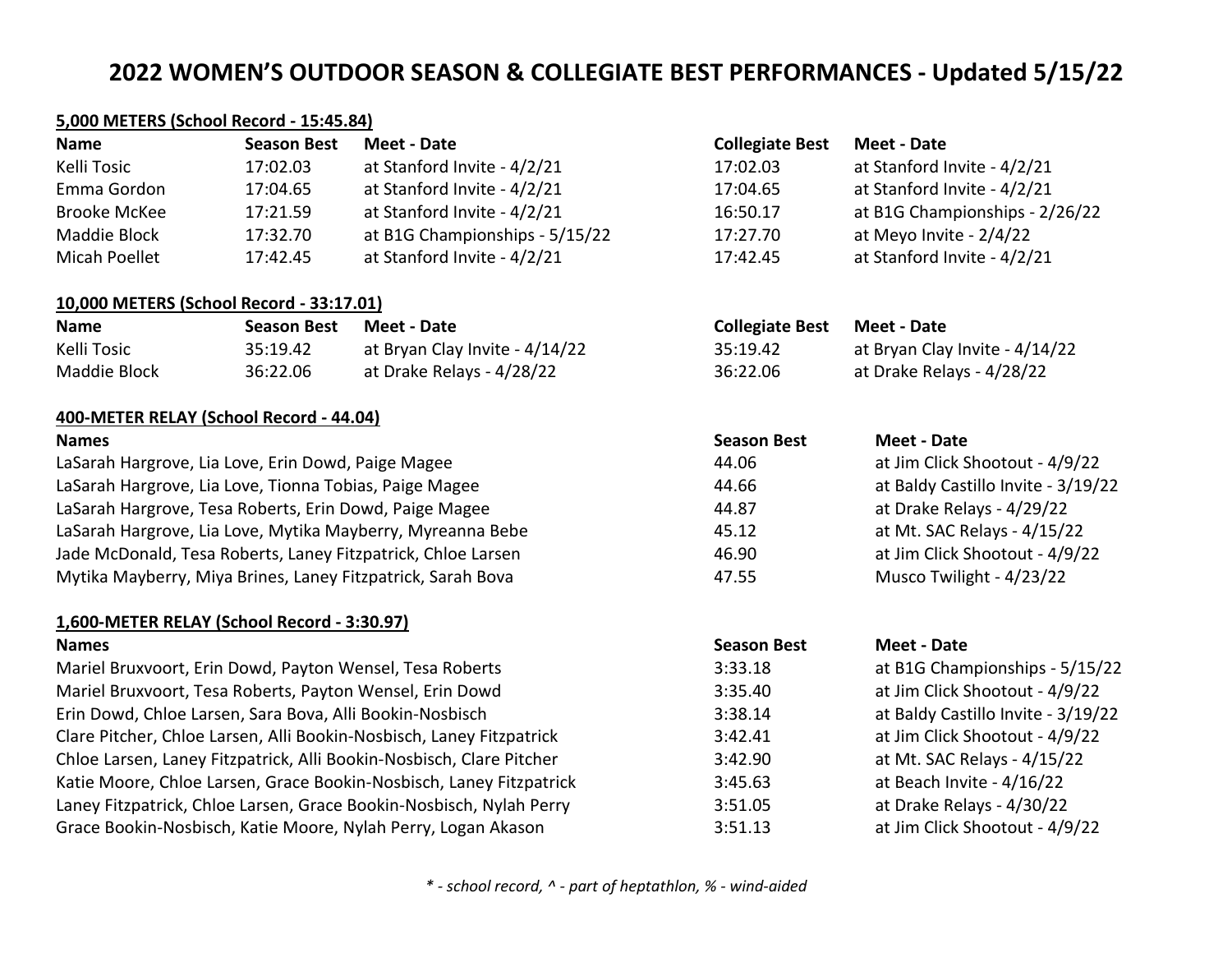# 2022 WOMEN'S OUTDOOR SEASON & COLLEGIATE BEST PERFORMANCES - Updated 5/15/22

**5,000 METERS (School Record - 15:45.84)**

| Name | Season Best | Meet - Date | Collegiate Best | Meet - Date |
|---|---|---|---|---|
| Kelli Tosic | 17:02.03 | at Stanford Invite - 4/2/21 | 17:02.03 | at Stanford Invite - 4/2/21 |
| Emma Gordon | 17:04.65 | at Stanford Invite - 4/2/21 | 17:04.65 | at Stanford Invite - 4/2/21 |
| Brooke McKee | 17:21.59 | at Stanford Invite - 4/2/21 | 16:50.17 | at B1G Championships - 2/26/22 |
| Maddie Block | 17:32.70 | at B1G Championships - 5/15/22 | 17:27.70 | at Meyo Invite - 2/4/22 |
| Micah Poellet | 17:42.45 | at Stanford Invite - 4/2/21 | 17:42.45 | at Stanford Invite - 4/2/21 |

**10,000 METERS (School Record - 33:17.01)**

| Name | Season Best | Meet - Date | Collegiate Best | Meet - Date |
|---|---|---|---|---|
| Kelli Tosic | 35:19.42 | at Bryan Clay Invite - 4/14/22 | 35:19.42 | at Bryan Clay Invite - 4/14/22 |
| Maddie Block | 36:22.06 | at Drake Relays - 4/28/22 | 36:22.06 | at Drake Relays - 4/28/22 |

**400-METER RELAY (School Record - 44.04)**

| Names | Season Best | Meet - Date |
|---|---|---|
| LaSarah Hargrove, Lia Love, Erin Dowd, Paige Magee | 44.06 | at Jim Click Shootout - 4/9/22 |
| LaSarah Hargrove, Lia Love, Tionna Tobias, Paige Magee | 44.66 | at Baldy Castillo Invite - 3/19/22 |
| LaSarah Hargrove, Tesa Roberts, Erin Dowd, Paige Magee | 44.87 | at Drake Relays - 4/29/22 |
| LaSarah Hargrove, Lia Love, Mytika Mayberry, Myreanna Bebe | 45.12 | at Mt. SAC Relays - 4/15/22 |
| Jade McDonald, Tesa Roberts, Laney Fitzpatrick, Chloe Larsen | 46.90 | at Jim Click Shootout - 4/9/22 |
| Mytika Mayberry, Miya Brines, Laney Fitzpatrick, Sarah Bova | 47.55 | Musco Twilight - 4/23/22 |

**1,600-METER RELAY (School Record - 3:30.97)**

| Names | Season Best | Meet - Date |
|---|---|---|
| Mariel Bruxvoort, Erin Dowd, Payton Wensel, Tesa Roberts | 3:33.18 | at B1G Championships - 5/15/22 |
| Mariel Bruxvoort, Tesa Roberts, Payton Wensel, Erin Dowd | 3:35.40 | at Jim Click Shootout - 4/9/22 |
| Erin Dowd, Chloe Larsen, Sara Bova, Alli Bookin-Nosbisch | 3:38.14 | at Baldy Castillo Invite - 3/19/22 |
| Clare Pitcher, Chloe Larsen, Alli Bookin-Nosbisch, Laney Fitzpatrick | 3:42.41 | at Jim Click Shootout - 4/9/22 |
| Chloe Larsen, Laney Fitzpatrick, Alli Bookin-Nosbisch, Clare Pitcher | 3:42.90 | at Mt. SAC Relays - 4/15/22 |
| Katie Moore, Chloe Larsen, Grace Bookin-Nosbisch, Laney Fitzpatrick | 3:45.63 | at Beach Invite - 4/16/22 |
| Laney Fitzpatrick, Chloe Larsen, Grace Bookin-Nosbisch, Nylah Perry | 3:51.05 | at Drake Relays - 4/30/22 |
| Grace Bookin-Nosbisch, Katie Moore, Nylah Perry, Logan Akason | 3:51.13 | at Jim Click Shootout - 4/9/22 |

*\* - school record, ^ - part of heptathlon, % - wind-aided*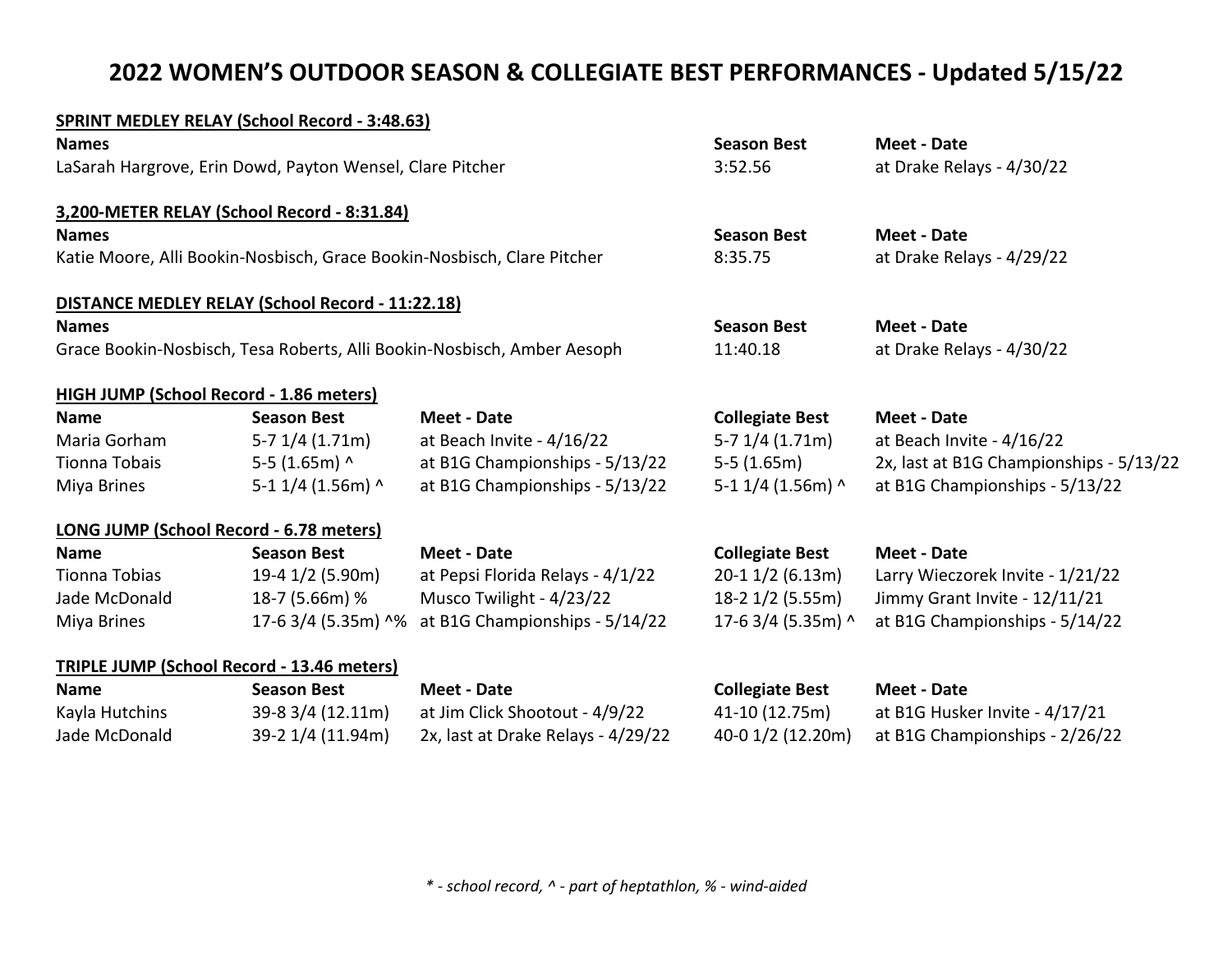# 2022 WOMEN'S OUTDOOR SEASON & COLLEGIATE BEST PERFORMANCES - Updated 5/15/22

**SPRINT MEDLEY RELAY (School Record - 3:48.63)**

| Names | Season Best | Meet - Date |
|---|---|---|
| LaSarah Hargrove, Erin Dowd, Payton Wensel, Clare Pitcher | 3:52.56 | at Drake Relays - 4/30/22 |

**3,200-METER RELAY (School Record - 8:31.84)**

| Names | Season Best | Meet - Date |
|---|---|---|
| Katie Moore, Alli Bookin-Nosbisch, Grace Bookin-Nosbisch, Clare Pitcher | 8:35.75 | at Drake Relays - 4/29/22 |

**DISTANCE MEDLEY RELAY (School Record - 11:22.18)**

| Names | Season Best | Meet - Date |
|---|---|---|
| Grace Bookin-Nosbisch, Tesa Roberts, Alli Bookin-Nosbisch, Amber Aesoph | 11:40.18 | at Drake Relays - 4/30/22 |

**HIGH JUMP (School Record - 1.86 meters)**

| Name | Season Best | Meet - Date | Collegiate Best | Meet - Date |
|---|---|---|---|---|
| Maria Gorham | 5-7 1/4 (1.71m) | at Beach Invite - 4/16/22 | 5-7 1/4 (1.71m) | at Beach Invite - 4/16/22 |
| Tionna Tobais | 5-5 (1.65m) ^ | at B1G Championships - 5/13/22 | 5-5 (1.65m) | 2x, last at B1G Championships - 5/13/22 |
| Miya Brines | 5-1 1/4 (1.56m) ^ | at B1G Championships - 5/13/22 | 5-1 1/4 (1.56m) ^ | at B1G Championships - 5/13/22 |

**LONG JUMP (School Record - 6.78 meters)**

| Name | Season Best | Meet - Date | Collegiate Best | Meet - Date |
|---|---|---|---|---|
| Tionna Tobias | 19-4 1/2 (5.90m) | at Pepsi Florida Relays - 4/1/22 | 20-1 1/2 (6.13m) | Larry Wieczorek Invite - 1/21/22 |
| Jade McDonald | 18-7 (5.66m) % | Musco Twilight - 4/23/22 | 18-2 1/2 (5.55m) | Jimmy Grant Invite - 12/11/21 |
| Miya Brines | 17-6 3/4 (5.35m) ^% | at B1G Championships - 5/14/22 | 17-6 3/4 (5.35m) ^ | at B1G Championships - 5/14/22 |

**TRIPLE JUMP (School Record - 13.46 meters)**

| Name | Season Best | Meet - Date | Collegiate Best | Meet - Date |
|---|---|---|---|---|
| Kayla Hutchins | 39-8 3/4 (12.11m) | at Jim Click Shootout - 4/9/22 | 41-10 (12.75m) | at B1G Husker Invite - 4/17/21 |
| Jade McDonald | 39-2 1/4 (11.94m) | 2x, last at Drake Relays - 4/29/22 | 40-0 1/2 (12.20m) | at B1G Championships - 2/26/22 |

*\* - school record, ^ - part of heptathlon, % - wind-aided*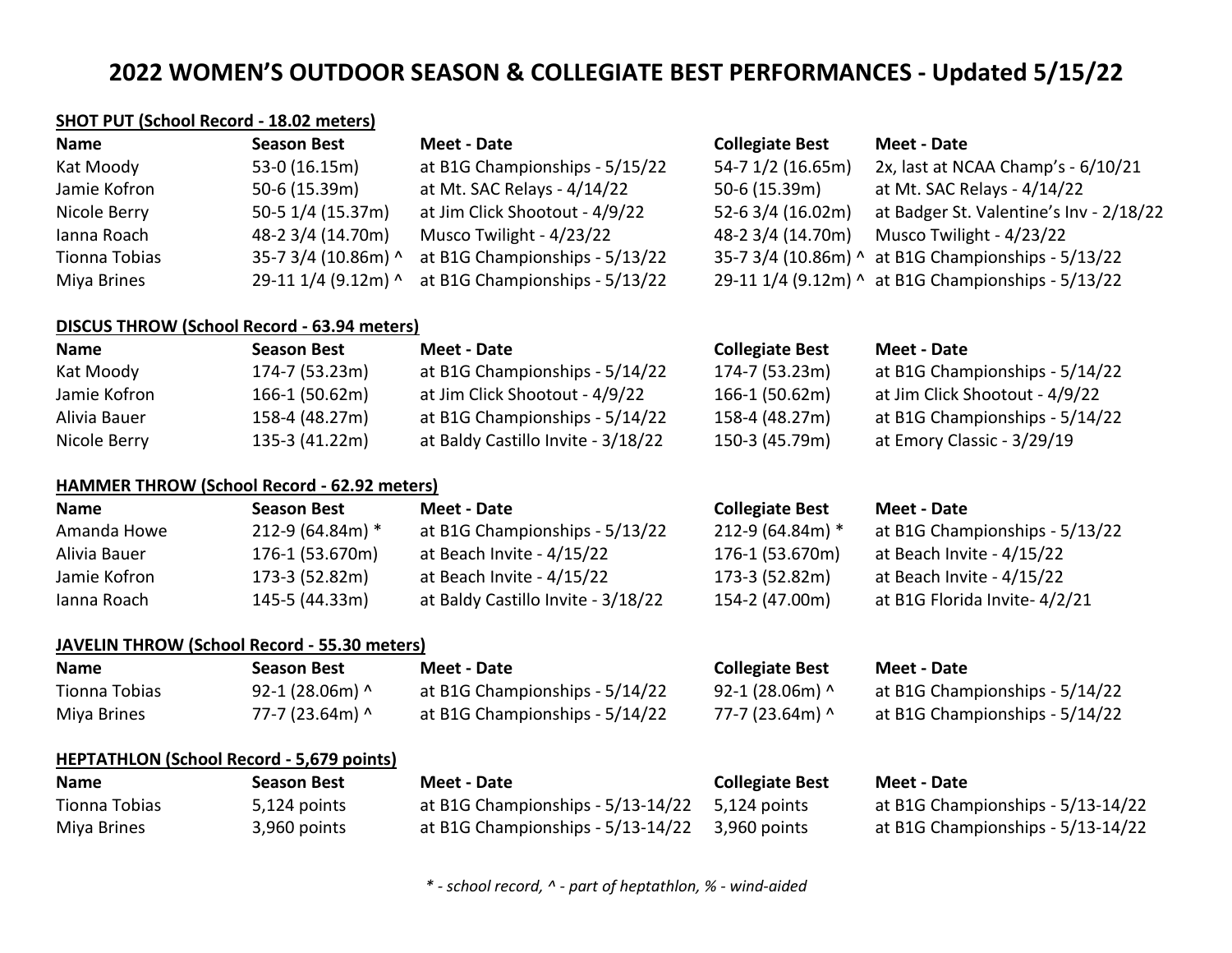# 2022 WOMEN'S OUTDOOR SEASON & COLLEGIATE BEST PERFORMANCES - Updated 5/15/22

**SHOT PUT (School Record - 18.02 meters)**

| Name | Season Best | Meet - Date | Collegiate Best | Meet - Date |
|---|---|---|---|---|
| Kat Moody | 53-0 (16.15m) | at B1G Championships - 5/15/22 | 54-7 1/2 (16.65m) | 2x, last at NCAA Champ's - 6/10/21 |
| Jamie Kofron | 50-6 (15.39m) | at Mt. SAC Relays - 4/14/22 | 50-6 (15.39m) | at Mt. SAC Relays - 4/14/22 |
| Nicole Berry | 50-5 1/4 (15.37m) | at Jim Click Shootout - 4/9/22 | 52-6 3/4 (16.02m) | at Badger St. Valentine's Inv - 2/18/22 |
| Ianna Roach | 48-2 3/4 (14.70m) | Musco Twilight - 4/23/22 | 48-2 3/4 (14.70m) | Musco Twilight - 4/23/22 |
| Tionna Tobias | 35-7 3/4 (10.86m) ^ | at B1G Championships - 5/13/22 | 35-7 3/4 (10.86m) ^ | at B1G Championships - 5/13/22 |
| Miya Brines | 29-11 1/4 (9.12m) ^ | at B1G Championships - 5/13/22 | 29-11 1/4 (9.12m) ^ | at B1G Championships - 5/13/22 |

**DISCUS THROW (School Record - 63.94 meters)**

| Name | Season Best | Meet - Date | Collegiate Best | Meet - Date |
|---|---|---|---|---|
| Kat Moody | 174-7 (53.23m) | at B1G Championships - 5/14/22 | 174-7 (53.23m) | at B1G Championships - 5/14/22 |
| Jamie Kofron | 166-1 (50.62m) | at Jim Click Shootout - 4/9/22 | 166-1 (50.62m) | at Jim Click Shootout - 4/9/22 |
| Alivia Bauer | 158-4 (48.27m) | at B1G Championships - 5/14/22 | 158-4 (48.27m) | at B1G Championships - 5/14/22 |
| Nicole Berry | 135-3 (41.22m) | at Baldy Castillo Invite - 3/18/22 | 150-3 (45.79m) | at Emory Classic - 3/29/19 |

**HAMMER THROW (School Record - 62.92 meters)**

| Name | Season Best | Meet - Date | Collegiate Best | Meet - Date |
|---|---|---|---|---|
| Amanda Howe | 212-9 (64.84m) * | at B1G Championships - 5/13/22 | 212-9 (64.84m) * | at B1G Championships - 5/13/22 |
| Alivia Bauer | 176-1 (53.670m) | at Beach Invite - 4/15/22 | 176-1 (53.670m) | at Beach Invite - 4/15/22 |
| Jamie Kofron | 173-3 (52.82m) | at Beach Invite - 4/15/22 | 173-3 (52.82m) | at Beach Invite - 4/15/22 |
| Ianna Roach | 145-5 (44.33m) | at Baldy Castillo Invite - 3/18/22 | 154-2 (47.00m) | at B1G Florida Invite- 4/2/21 |

**JAVELIN THROW (School Record - 55.30 meters)**

| Name | Season Best | Meet - Date | Collegiate Best | Meet - Date |
|---|---|---|---|---|
| Tionna Tobias | 92-1 (28.06m) ^ | at B1G Championships - 5/14/22 | 92-1 (28.06m) ^ | at B1G Championships - 5/14/22 |
| Miya Brines | 77-7 (23.64m) ^ | at B1G Championships - 5/14/22 | 77-7 (23.64m) ^ | at B1G Championships - 5/14/22 |

**HEPTATHLON (School Record - 5,679 points)**

| Name | Season Best | Meet - Date | Collegiate Best | Meet - Date |
|---|---|---|---|---|
| Tionna Tobias | 5,124 points | at B1G Championships - 5/13-14/22 | 5,124 points | at B1G Championships - 5/13-14/22 |
| Miya Brines | 3,960 points | at B1G Championships - 5/13-14/22 | 3,960 points | at B1G Championships - 5/13-14/22 |

*\* - school record, ^ - part of heptathlon, % - wind-aided*